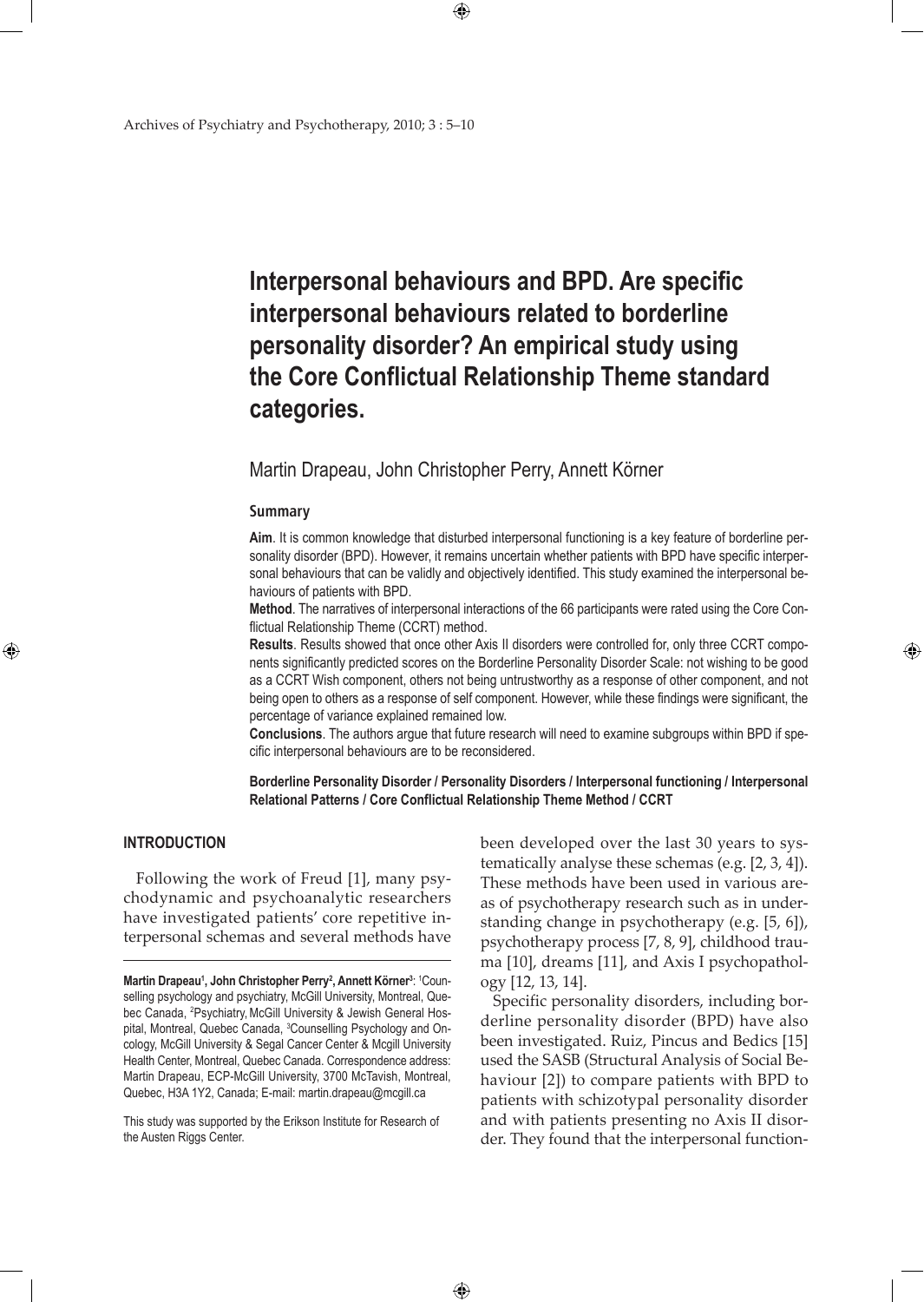# Interpersonal behaviours and BPD. Are specific interpersonal behaviours related to borderline personality disorder? An empirical study using the Core Conflictual Relationship Theme standard categories.

Martin Drapeau, John Christopher Perry, Annett Körner

## Summary

**Aim**. It is common knowledge that disturbed interpersonal functioning is a key feature of borderline personality disorder (BPD). However, it remains uncertain whether patients with BPD have specific interpersonal behaviours that can be validly and objectively identified. This study examined the interpersonal behaviours of patients with BPD.

**Method**. The narratives of interpersonal interactions of the 66 participants were rated using the Core Conflictual Relationship Theme (CCRT) method.

**Results**. Results showed that once other Axis II disorders were controlled for, only three CCRT components significantly predicted scores on the Borderline Personality Disorder Scale: not wishing to be good as a CCRT Wish component, others not being untrustworthy as a response of other component, and not being open to others as a response of self component. However, while these findings were significant, the percentage of variance explained remained low.

**Conclusions**. The authors argue that future research will need to examine subgroups within BPD if specific interpersonal behaviours are to be reconsidered.

**Borderline Personality Disorder / Personality Disorders / Interpersonal functioning / Interpersonal Relational Patterns / Core Conflictual Relationship Theme Method / CCRT**

## INTRODUCTION

Following the work of Freud [1], many psychodynamic and psychoanalytic researchers have investigated patients' core repetitive interpersonal schemas and several methods have been developed over the last 30 years to systematically analyse these schemas (e.g. [2, 3, 4]). These methods have been used in various areas of psychotherapy research such as in understanding change in psychotherapy (e.g. [5, 6]), psychotherapy process [7, 8, 9], childhood trauma [10], dreams [11], and Axis I psychopathology [12, 13, 14].

Specific personality disorders, including borderline personality disorder (BPD) have also been investigated. Ruiz, Pincus and Bedics [15] used the SASB (Structural Analysis of Social Behaviour [2]) to compare patients with BPD to patients with schizotypal personality disorder and with patients presenting no Axis II disorder. They found that the interpersonal function-

---

**Martin Drapeau[1], John Christopher Perry[2], Annett Körner[3]**: [1]Counselling psychology and psychiatry, McGill University, Montreal, Quebec Canada, [2]Psychiatry, McGill University & Jewish General Hospital, Montreal, Quebec Canada, [3]Counselling Psychology and Oncology, McGill University & Segal Cancer Center & Mcgill University Health Center, Montreal, Quebec Canada. Correspondence address: Martin Drapeau, ECP-McGill University, 3700 McTavish, Montreal, Quebec, H3A 1Y2, Canada; E-mail: martin.drapeau@mcgill.ca

This study was supported by the Erikson Institute for Research of the Austen Riggs Center.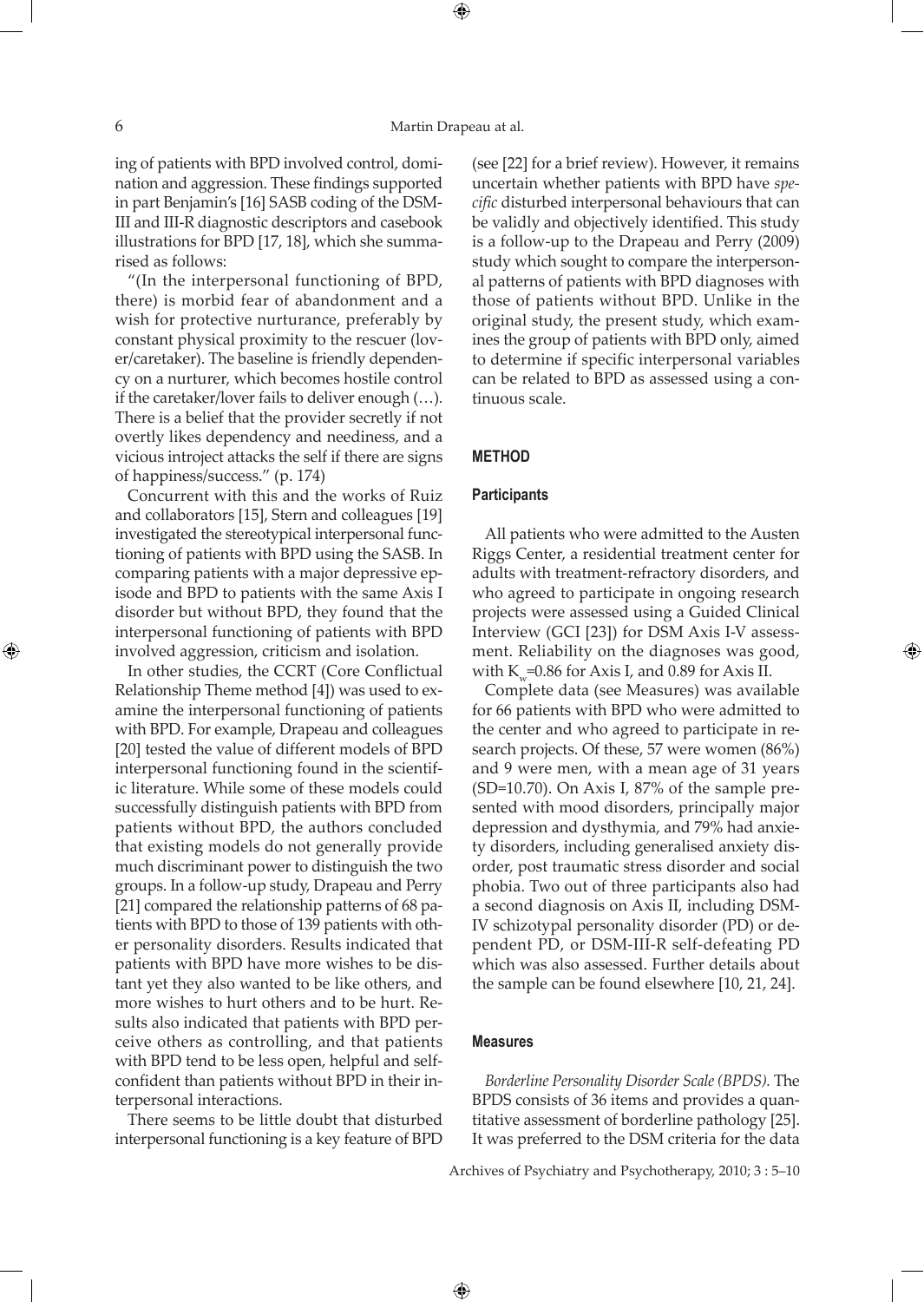ing of patients with BPD involved control, domination and aggression. These findings supported in part Benjamin's [16] SASB coding of the DSM-III and III-R diagnostic descriptors and casebook illustrations for BPD [17, 18], which she summarised as follows:

"(In the interpersonal functioning of BPD, there) is morbid fear of abandonment and a wish for protective nurturance, preferably by constant physical proximity to the rescuer (lover/caretaker). The baseline is friendly dependency on a nurturer, which becomes hostile control if the caretaker/lover fails to deliver enough (…). There is a belief that the provider secretly if not overtly likes dependency and neediness, and a vicious introject attacks the self if there are signs of happiness/success." (p. 174)

Concurrent with this and the works of Ruiz and collaborators [15], Stern and colleagues [19] investigated the stereotypical interpersonal functioning of patients with BPD using the SASB. In comparing patients with a major depressive episode and BPD to patients with the same Axis I disorder but without BPD, they found that the interpersonal functioning of patients with BPD involved aggression, criticism and isolation.

In other studies, the CCRT (Core Conflictual Relationship Theme method [4]) was used to examine the interpersonal functioning of patients with BPD. For example, Drapeau and colleagues [20] tested the value of different models of BPD interpersonal functioning found in the scientific literature. While some of these models could successfully distinguish patients with BPD from patients without BPD, the authors concluded that existing models do not generally provide much discriminant power to distinguish the two groups. In a follow-up study, Drapeau and Perry [21] compared the relationship patterns of 68 patients with BPD to those of 139 patients with other personality disorders. Results indicated that patients with BPD have more wishes to be distant yet they also wanted to be like others, and more wishes to hurt others and to be hurt. Results also indicated that patients with BPD perceive others as controlling, and that patients with BPD tend to be less open, helpful and self-confident than patients without BPD in their interpersonal interactions.

There seems to be little doubt that disturbed interpersonal functioning is a key feature of BPD (see [22] for a brief review). However, it remains uncertain whether patients with BPD have *specific* disturbed interpersonal behaviours that can be validly and objectively identified. This study is a follow-up to the Drapeau and Perry (2009) study which sought to compare the interpersonal patterns of patients with BPD diagnoses with those of patients without BPD. Unlike in the original study, the present study, which examines the group of patients with BPD only, aimed to determine if specific interpersonal variables can be related to BPD as assessed using a continuous scale.

## METHOD

### Participants

All patients who were admitted to the Austen Riggs Center, a residential treatment center for adults with treatment-refractory disorders, and who agreed to participate in ongoing research projects were assessed using a Guided Clinical Interview (GCI [23]) for DSM Axis I-V assessment. Reliability on the diagnoses was good, with $K_w$=0.86 for Axis I, and 0.89 for Axis II.

Complete data (see Measures) was available for 66 patients with BPD who were admitted to the center and who agreed to participate in research projects. Of these, 57 were women (86%) and 9 were men, with a mean age of 31 years (SD=10.70). On Axis I, 87% of the sample presented with mood disorders, principally major depression and dysthymia, and 79% had anxiety disorders, including generalised anxiety disorder, post traumatic stress disorder and social phobia. Two out of three participants also had a second diagnosis on Axis II, including DSM-IV schizotypal personality disorder (PD) or dependent PD, or DSM-III-R self-defeating PD which was also assessed. Further details about the sample can be found elsewhere [10, 21, 24].

### Measures

*Borderline Personality Disorder Scale (BPDS).* The BPDS consists of 36 items and provides a quantitative assessment of borderline pathology [25]. It was preferred to the DSM criteria for the data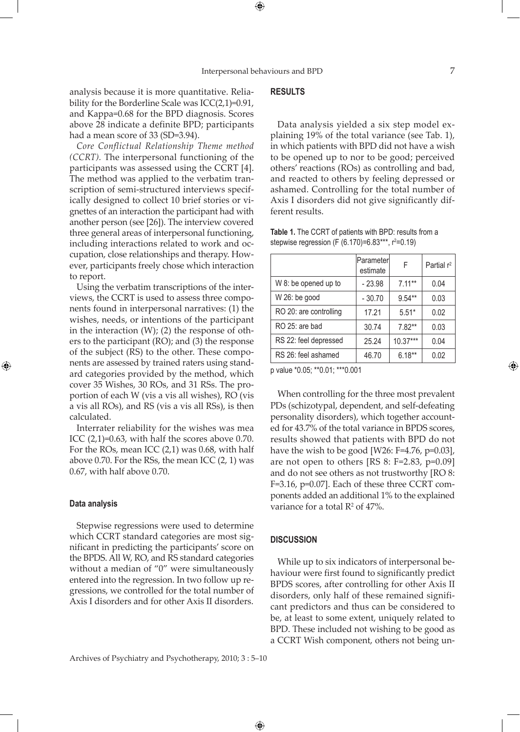analysis because it is more quantitative. Reliability for the Borderline Scale was ICC(2,1)=0.91, and Kappa=0.68 for the BPD diagnosis. Scores above 28 indicate a definite BPD; participants had a mean score of 33 (SD=3.94).

*Core Conflictual Relationship Theme method (CCRT).* The interpersonal functioning of the participants was assessed using the CCRT [4]. The method was applied to the verbatim transcription of semi-structured interviews specifically designed to collect 10 brief stories or vignettes of an interaction the participant had with another person (see [26]). The interview covered three general areas of interpersonal functioning, including interactions related to work and occupation, close relationships and therapy. However, participants freely chose which interaction to report.

Using the verbatim transcriptions of the interviews, the CCRT is used to assess three components found in interpersonal narratives: (1) the wishes, needs, or intentions of the participant in the interaction (W); (2) the response of others to the participant (RO); and (3) the response of the subject (RS) to the other. These components are assessed by trained raters using standard categories provided by the method, which cover 35 Wishes, 30 ROs, and 31 RSs. The proportion of each W (vis a vis all wishes), RO (vis a vis all ROs), and RS (vis a vis all RSs), is then calculated.

Interrater reliability for the wishes was mea ICC (2,1)=0.63, with half the scores above 0.70. For the ROs, mean ICC (2,1) was 0.68, with half above 0.70. For the RSs, the mean ICC (2, 1) was 0.67, with half above 0.70.

#### Data analysis

Stepwise regressions were used to determine which CCRT standard categories are most significant in predicting the participants' score on the BPDS. All W, RO, and RS standard categories without a median of "0" were simultaneously entered into the regression. In two follow up regressions, we controlled for the total number of Axis I disorders and for other Axis II disorders.

## RESULTS

Data analysis yielded a six step model explaining 19% of the total variance (see Tab. 1), in which patients with BPD did not have a wish to be opened up to nor to be good; perceived others' reactions (ROs) as controlling and bad, and reacted to others by feeling depressed or ashamed. Controlling for the total number of Axis I disorders did not give significantly different results.

**Table 1.** The CCRT of patients with BPD: results from a stepwise regression ($F$ (6.170)=6.83***, $r^2$=0.19)

| | Parameter estimate | F | Partial $r^2$ |
|---|---|---|---|
| W 8: be opened up to | - 23.98 | 7.11** | 0.04 |
| W 26: be good | - 30.70 | 9.54** | 0.03 |
| RO 20: are controlling | 17.21 | 5.51* | 0.02 |
| RO 25: are bad | 30.74 | 7.82** | 0.03 |
| RS 22: feel depressed | 25.24 | 10.37*** | 0.04 |
| RS 26: feel ashamed | 46.70 | 6.18** | 0.02 |

p value *0.05; **0.01; ***0.001

When controlling for the three most prevalent PDs (schizotypal, dependent, and self-defeating personality disorders), which together accounted for 43.7% of the total variance in BPDS scores, results showed that patients with BPD do not have the wish to be good [W26: F=4.76, p=0.03], are not open to others [RS 8: F=2.83, p=0.09] and do not see others as not trustworthy [RO 8: F=3.16, p=0.07]. Each of these three CCRT components added an additional 1% to the explained variance for a total $R^2$ of 47%.

## DISCUSSION

While up to six indicators of interpersonal behaviour were first found to significantly predict BPDS scores, after controlling for other Axis II disorders, only half of these remained significant predictors and thus can be considered to be, at least to some extent, uniquely related to BPD. These included not wishing to be good as a CCRT Wish component, others not being un-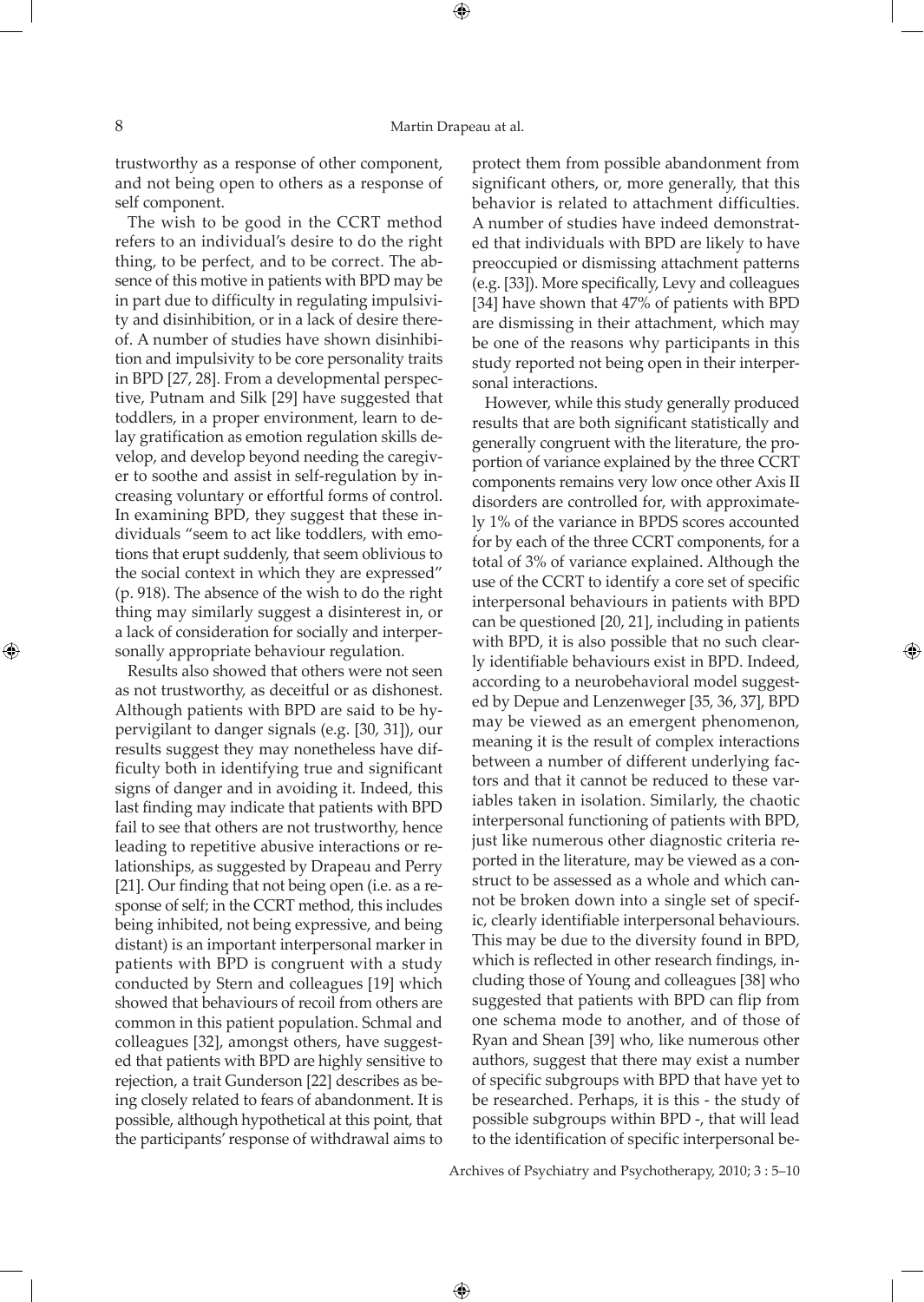trustworthy as a response of other component, and not being open to others as a response of self component.

The wish to be good in the CCRT method refers to an individual's desire to do the right thing, to be perfect, and to be correct. The absence of this motive in patients with BPD may be in part due to difficulty in regulating impulsivity and disinhibition, or in a lack of desire thereof. A number of studies have shown disinhibition and impulsivity to be core personality traits in BPD [27, 28]. From a developmental perspective, Putnam and Silk [29] have suggested that toddlers, in a proper environment, learn to delay gratification as emotion regulation skills develop, and develop beyond needing the caregiver to soothe and assist in self-regulation by increasing voluntary or effortful forms of control. In examining BPD, they suggest that these individuals "seem to act like toddlers, with emotions that erupt suddenly, that seem oblivious to the social context in which they are expressed" (p. 918). The absence of the wish to do the right thing may similarly suggest a disinterest in, or a lack of consideration for socially and interpersonally appropriate behaviour regulation.

Results also showed that others were not seen as not trustworthy, as deceitful or as dishonest. Although patients with BPD are said to be hypervigilant to danger signals (e.g. [30, 31]), our results suggest they may nonetheless have difficulty both in identifying true and significant signs of danger and in avoiding it. Indeed, this last finding may indicate that patients with BPD fail to see that others are not trustworthy, hence leading to repetitive abusive interactions or relationships, as suggested by Drapeau and Perry [21]. Our finding that not being open (i.e. as a response of self; in the CCRT method, this includes being inhibited, not being expressive, and being distant) is an important interpersonal marker in patients with BPD is congruent with a study conducted by Stern and colleagues [19] which showed that behaviours of recoil from others are common in this patient population. Schmal and colleagues [32], amongst others, have suggested that patients with BPD are highly sensitive to rejection, a trait Gunderson [22] describes as being closely related to fears of abandonment. It is possible, although hypothetical at this point, that the participants' response of withdrawal aims to protect them from possible abandonment from significant others, or, more generally, that this behavior is related to attachment difficulties. A number of studies have indeed demonstrated that individuals with BPD are likely to have preoccupied or dismissing attachment patterns (e.g. [33]). More specifically, Levy and colleagues [34] have shown that 47% of patients with BPD are dismissing in their attachment, which may be one of the reasons why participants in this study reported not being open in their interpersonal interactions.

However, while this study generally produced results that are both significant statistically and generally congruent with the literature, the proportion of variance explained by the three CCRT components remains very low once other Axis II disorders are controlled for, with approximately 1% of the variance in BPDS scores accounted for by each of the three CCRT components, for a total of 3% of variance explained. Although the use of the CCRT to identify a core set of specific interpersonal behaviours in patients with BPD can be questioned [20, 21], including in patients with BPD, it is also possible that no such clearly identifiable behaviours exist in BPD. Indeed, according to a neurobehavioral model suggested by Depue and Lenzenweger [35, 36, 37], BPD may be viewed as an emergent phenomenon, meaning it is the result of complex interactions between a number of different underlying factors and that it cannot be reduced to these variables taken in isolation. Similarly, the chaotic interpersonal functioning of patients with BPD, just like numerous other diagnostic criteria reported in the literature, may be viewed as a construct to be assessed as a whole and which cannot be broken down into a single set of specific, clearly identifiable interpersonal behaviours. This may be due to the diversity found in BPD, which is reflected in other research findings, including those of Young and colleagues [38] who suggested that patients with BPD can flip from one schema mode to another, and of those of Ryan and Shean [39] who, like numerous other authors, suggest that there may exist a number of specific subgroups with BPD that have yet to be researched. Perhaps, it is this - the study of possible subgroups within BPD -, that will lead to the identification of specific interpersonal be-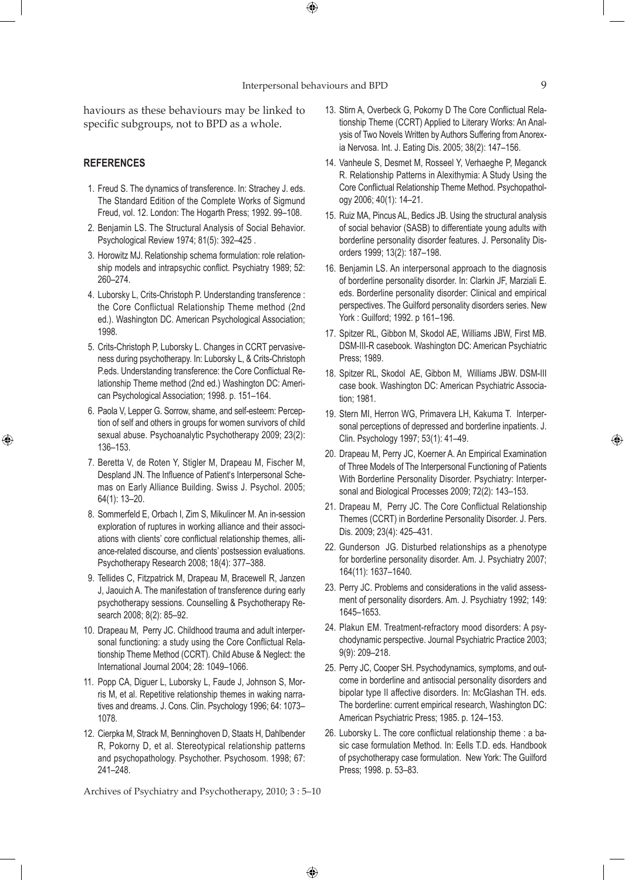haviours as these behaviours may be linked to specific subgroups, not to BPD as a whole.

## REFERENCES

1. Freud S. The dynamics of transference. In: Strachey J. eds. The Standard Edition of the Complete Works of Sigmund Freud, vol. 12. London: The Hogarth Press; 1992. 99–108.
2. Benjamin LS. The Structural Analysis of Social Behavior. Psychological Review 1974; 81(5): 392–425 .
3. Horowitz MJ. Relationship schema formulation: role relationship models and intrapsychic conflict. Psychiatry 1989; 52: 260–274.
4. Luborsky L, Crits-Christoph P. Understanding transference : the Core Conflictual Relationship Theme method (2nd ed.). Washington DC. American Psychological Association; 1998.
5. Crits-Christoph P, Luborsky L. Changes in CCRT pervasiveness during psychotherapy. In: Luborsky L, & Crits-Christoph P.eds. Understanding transference: the Core Conflictual Relationship Theme method (2nd ed.) Washington DC: American Psychological Association; 1998. p. 151–164.
6. Paola V, Lepper G. Sorrow, shame, and self-esteem: Perception of self and others in groups for women survivors of child sexual abuse. Psychoanalytic Psychotherapy 2009; 23(2): 136–153.
7. Beretta V, de Roten Y, Stigler M, Drapeau M, Fischer M, Despland JN. The Influence of Patient's Interpersonal Schemas on Early Alliance Building. Swiss J. Psychol. 2005; 64(1): 13–20.
8. Sommerfeld E, Orbach I, Zim S, Mikulincer M. An in-session exploration of ruptures in working alliance and their associations with clients' core conflictual relationship themes, alliance-related discourse, and clients' postsession evaluations. Psychotherapy Research 2008; 18(4): 377–388.
9. Tellides C, Fitzpatrick M, Drapeau M, Bracewell R, Janzen J, Jaouich A. The manifestation of transference during early psychotherapy sessions. Counselling & Psychotherapy Research 2008; 8(2): 85–92.
10. Drapeau M, Perry JC. Childhood trauma and adult interpersonal functioning: a study using the Core Conflictual Relationship Theme Method (CCRT). Child Abuse & Neglect: the International Journal 2004; 28: 1049–1066.
11. Popp CA, Diguer L, Luborsky L, Faude J, Johnson S, Morris M, et al. Repetitive relationship themes in waking narratives and dreams. J. Cons. Clin. Psychology 1996; 64: 1073–1078.
12. Cierpka M, Strack M, Benninghoven D, Staats H, Dahlbender R, Pokorny D, et al. Stereotypical relationship patterns and psychopathology. Psychother. Psychosom. 1998; 67: 241–248.
13. Stirn A, Overbeck G, Pokorny D The Core Conflictual Relationship Theme (CCRT) Applied to Literary Works: An Analysis of Two Novels Written by Authors Suffering from Anorexia Nervosa. Int. J. Eating Dis. 2005; 38(2): 147–156.
14. Vanheule S, Desmet M, Rosseel Y, Verhaeghe P, Meganck R. Relationship Patterns in Alexithymia: A Study Using the Core Conflictual Relationship Theme Method. Psychopathology 2006; 40(1): 14–21.
15. Ruiz MA, Pincus AL, Bedics JB. Using the structural analysis of social behavior (SASB) to differentiate young adults with borderline personality disorder features. J. Personality Disorders 1999; 13(2): 187–198.
16. Benjamin LS. An interpersonal approach to the diagnosis of borderline personality disorder. In: Clarkin JF, Marziali E. eds. Borderline personality disorder: Clinical and empirical perspectives. The Guilford personality disorders series. New York : Guilford; 1992. p 161–196.
17. Spitzer RL, Gibbon M, Skodol AE, Williams JBW, First MB. DSM-III-R casebook. Washington DC: American Psychiatric Press; 1989.
18. Spitzer RL, Skodol AE, Gibbon M, Williams JBW. DSM-III case book. Washington DC: American Psychiatric Association; 1981.
19. Stern MI, Herron WG, Primavera LH, Kakuma T. Interpersonal perceptions of depressed and borderline inpatients. J. Clin. Psychology 1997; 53(1): 41–49.
20. Drapeau M, Perry JC, Koerner A. An Empirical Examination of Three Models of The Interpersonal Functioning of Patients With Borderline Personality Disorder. Psychiatry: Interpersonal and Biological Processes 2009; 72(2): 143–153.
21. Drapeau M, Perry JC. The Core Conflictual Relationship Themes (CCRT) in Borderline Personality Disorder. J. Pers. Dis. 2009; 23(4): 425–431.
22. Gunderson JG. Disturbed relationships as a phenotype for borderline personality disorder. Am. J. Psychiatry 2007; 164(11): 1637–1640.
23. Perry JC. Problems and considerations in the valid assessment of personality disorders. Am. J. Psychiatry 1992; 149: 1645–1653.
24. Plakun EM. Treatment-refractory mood disorders: A psychodynamic perspective. Journal Psychiatric Practice 2003; 9(9): 209–218.
25. Perry JC, Cooper SH. Psychodynamics, symptoms, and outcome in borderline and antisocial personality disorders and bipolar type II affective disorders. In: McGlashan TH. eds. The borderline: current empirical research, Washington DC: American Psychiatric Press; 1985. p. 124–153.
26. Luborsky L. The core conflictual relationship theme : a basic case formulation Method. In: Eells T.D. eds. Handbook of psychotherapy case formulation. New York: The Guilford Press; 1998. p. 53–83.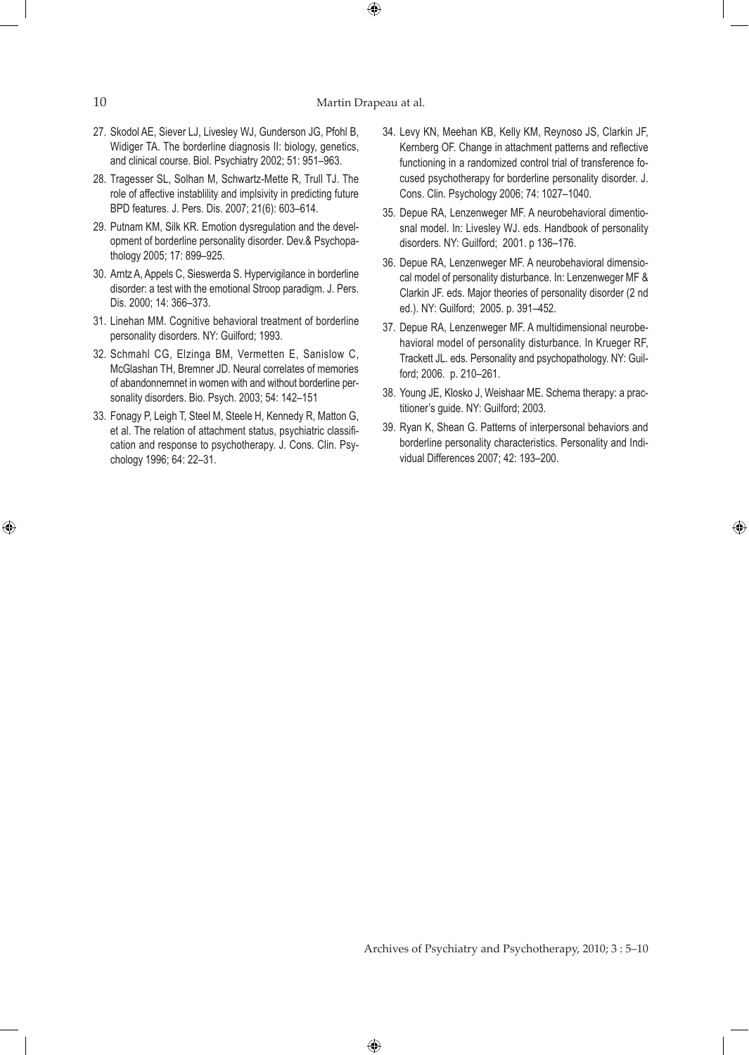27. Skodol AE, Siever LJ, Livesley WJ, Gunderson JG, Pfohl B, Widiger TA. The borderline diagnosis II: biology, genetics, and clinical course. Biol. Psychiatry 2002; 51: 951–963.
28. Tragesser SL, Solhan M, Schwartz-Mette R, Trull TJ. The role of affective instablility and implsivity in predicting future BPD features. J. Pers. Dis. 2007; 21(6): 603–614.
29. Putnam KM, Silk KR. Emotion dysregulation and the development of borderline personality disorder. Dev.& Psychopathology 2005; 17: 899–925.
30. Arntz A, Appels C, Sieswerda S. Hypervigilance in borderline disorder: a test with the emotional Stroop paradigm. J. Pers. Dis. 2000; 14: 366–373.
31. Linehan MM. Cognitive behavioral treatment of borderline personality disorders. NY: Guilford; 1993.
32. Schmahl CG, Elzinga BM, Vermetten E, Sanislow C, McGlashan TH, Bremner JD. Neural correlates of memories of abandonnemnet in women with and without borderline personality disorders. Bio. Psych. 2003; 54: 142–151
33. Fonagy P, Leigh T, Steel M, Steele H, Kennedy R, Matton G, et al. The relation of attachment status, psychiatric classification and response to psychotherapy. J. Cons. Clin. Psychology 1996; 64: 22–31.
34. Levy KN, Meehan KB, Kelly KM, Reynoso JS, Clarkin JF, Kernberg OF. Change in attachment patterns and reflective functioning in a randomized control trial of transference focused psychotherapy for borderline personality disorder. J. Cons. Clin. Psychology 2006; 74: 1027–1040.
35. Depue RA, Lenzenweger MF. A neurobehavioral dimentiosnal model. In: Livesley WJ. eds. Handbook of personality disorders. NY: Guilford; 2001. p 136–176.
36. Depue RA, Lenzenweger MF. A neurobehavioral dimensiocal model of personality disturbance. In: Lenzenweger MF & Clarkin JF. eds. Major theories of personality disorder (2 nd ed.). NY: Guilford; 2005. p. 391–452.
37. Depue RA, Lenzenweger MF. A multidimensional neurobehavioral model of personality disturbance. In Krueger RF, Trackett JL. eds. Personality and psychopathology. NY: Guilford; 2006. p. 210–261.
38. Young JE, Klosko J, Weishaar ME. Schema therapy: a practitioner's guide. NY: Guilford; 2003.
39. Ryan K, Shean G. Patterns of interpersonal behaviors and borderline personality characteristics. Personality and Individual Differences 2007; 42: 193–200.